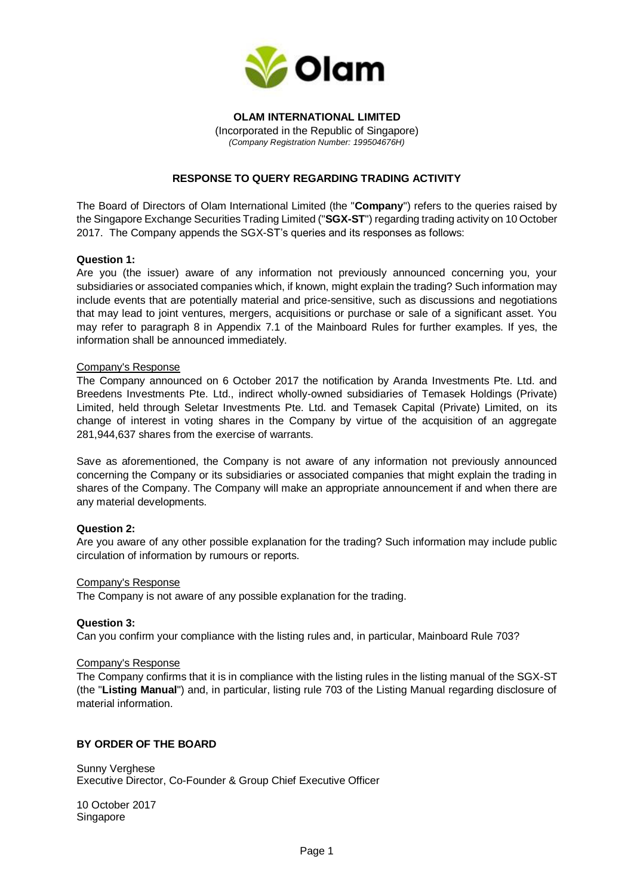**OLAM INTERNATIONAL LIMITED**

(Incorporated in the Republic of Singapore)

*(Company Registration Number: 199504676H)*

## RESPONSE TO QUERY REGARDING TRADING ACTIVITY

The Board of Directors of Olam International Limited (the "**Company**") refers to the queries raised by the Singapore Exchange Securities Trading Limited ("**SGX-ST**") regarding trading activity on 10 October 2017. The Company appends the SGX-ST's queries and its responses as follows:

**Question 1:**

Are you (the issuer) aware of any information not previously announced concerning you, your subsidiaries or associated companies which, if known, might explain the trading? Such information may include events that are potentially material and price-sensitive, such as discussions and negotiations that may lead to joint ventures, mergers, acquisitions or purchase or sale of a significant asset. You may refer to paragraph 8 in Appendix 7.1 of the Mainboard Rules for further examples. If yes, the information shall be announced immediately.

Company's Response

The Company announced on 6 October 2017 the notification by Aranda Investments Pte. Ltd. and Breedens Investments Pte. Ltd., indirect wholly-owned subsidiaries of Temasek Holdings (Private) Limited, held through Seletar Investments Pte. Ltd. and Temasek Capital (Private) Limited, on its change of interest in voting shares in the Company by virtue of the acquisition of an aggregate 281,944,637 shares from the exercise of warrants.

Save as aforementioned, the Company is not aware of any information not previously announced concerning the Company or its subsidiaries or associated companies that might explain the trading in shares of the Company. The Company will make an appropriate announcement if and when there are any material developments.

**Question 2:**

Are you aware of any other possible explanation for the trading? Such information may include public circulation of information by rumours or reports.

Company's Response

The Company is not aware of any possible explanation for the trading.

**Question 3:**

Can you confirm your compliance with the listing rules and, in particular, Mainboard Rule 703?

Company's Response

The Company confirms that it is in compliance with the listing rules in the listing manual of the SGX-ST (the "**Listing Manual**") and, in particular, listing rule 703 of the Listing Manual regarding disclosure of material information.

**BY ORDER OF THE BOARD**

Sunny Verghese
Executive Director, Co-Founder & Group Chief Executive Officer

10 October 2017
Singapore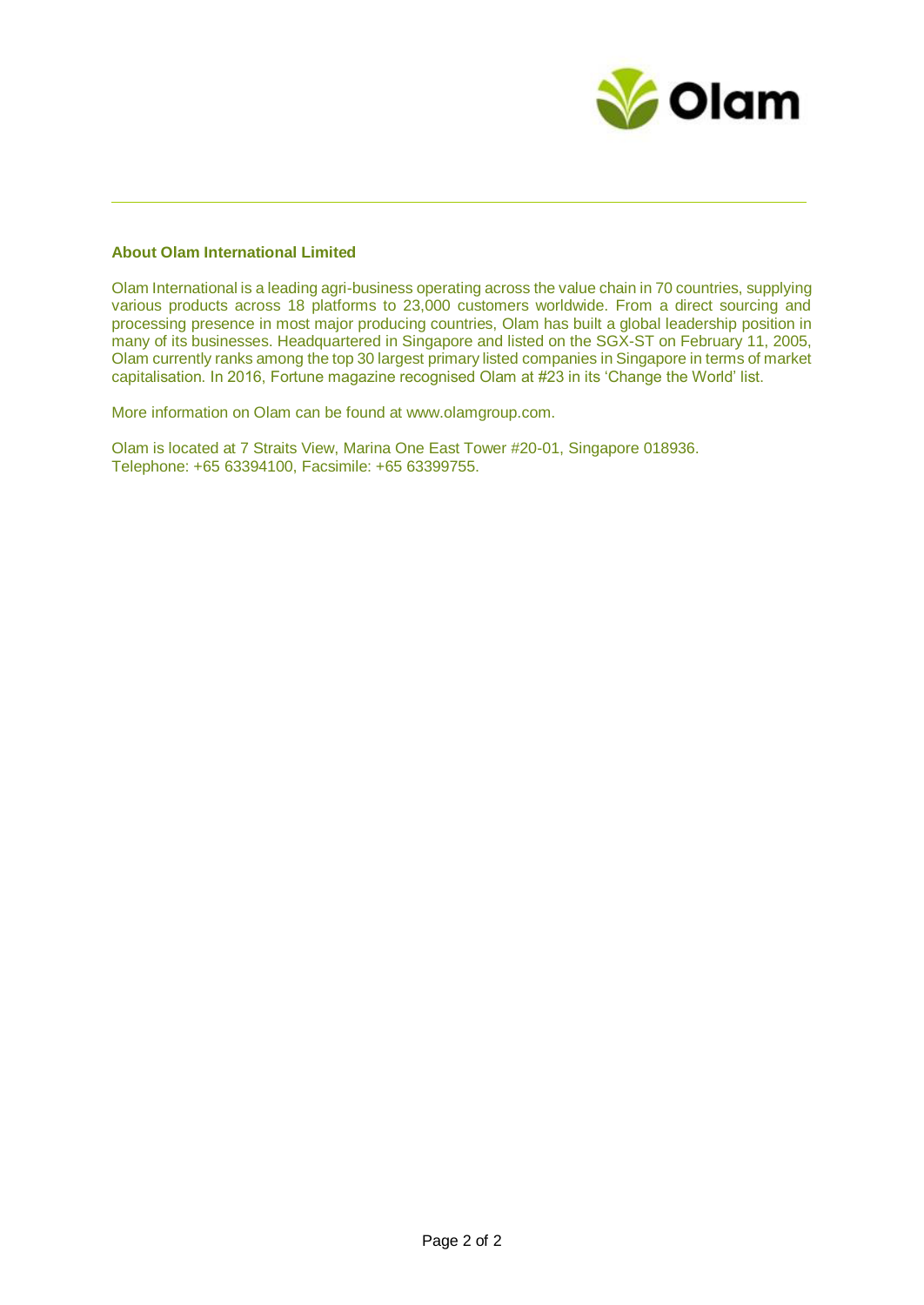## About Olam International Limited

Olam International is a leading agri-business operating across the value chain in 70 countries, supplying various products across 18 platforms to 23,000 customers worldwide. From a direct sourcing and processing presence in most major producing countries, Olam has built a global leadership position in many of its businesses. Headquartered in Singapore and listed on the SGX-ST on February 11, 2005, Olam currently ranks among the top 30 largest primary listed companies in Singapore in terms of market capitalisation. In 2016, Fortune magazine recognised Olam at #23 in its 'Change the World' list.

More information on Olam can be found at www.olamgroup.com.

Olam is located at 7 Straits View, Marina One East Tower #20-01, Singapore 018936.
Telephone: +65 63394100, Facsimile: +65 63399755.